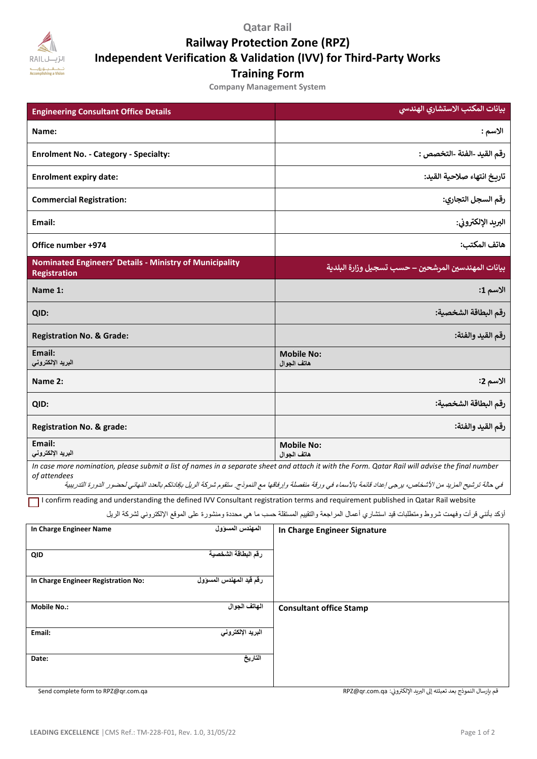Qatar Rail

# Railway Protection Zone (RPZ)
# Independent Verification & Validation (IVV) for Third-Party Works
## Training Form

Company Management System

| Engineering Consultant Office Details | بيانات المكتب الاستشاري الهندسي |
|---|---|
| Name: | الاسم : |
| Enrolment No. - Category - Specialty: | رقم القيد -الفئة -التخصص : |
| Enrolment expiry date: | تاريخ انتهاء صلاحية القيد: |
| Commercial Registration: | رقم السجل التجاري: |
| Email: | البريد الإلكتروني: |
| Office number +974 | هاتف المكتب: |
| **Nominated Engineers' Details - Ministry of Municipality Registration** | **بيانات المهندسين المرشحين – حسب تسجيل وزارة البلدية** |
| Name 1: | الاسم 1: |
| QID: | رقم البطاقة الشخصية: |
| Registration No. & Grade: | رقم القيد والفئة: |
| Email: البريد الإلكتروني | Mobile No: هاتف الجوال |
| Name 2: | الاسم 2: |
| QID: | رقم البطاقة الشخصية: |
| Registration No. & grade: | رقم القيد والفئة: |
| Email: البريد الإلكتروني | Mobile No: هاتف الجوال |

*In case more nomination, please submit a list of names in a separate sheet and attach it with the Form. Qatar Rail will advise the final number of attendees*

*في حالة ترشيح المزيد من الأشخاص، يرجى إعداد قائمة بالأسماء في ورقة منفصلة وإرفاقها مع النموذج. ستقوم شركة الريل بإفادتكم بالعدد النهائي لحضور الدورة التدريبية*

☐ I confirm reading and understanding the defined IVV Consultant registration terms and requirement published in Qatar Rail website

أؤكد بأنني قرأت وفهمت شروط ومتطلبات قيد استشاري أعمال المراجعة والتقييم المستقلة حسب ما هي محددة ومنشورة على الموقع الإلكتروني لشركة الريل

| | | |
|---|---|---|
| In Charge Engineer Name | المهندس المسؤول | In Charge Engineer Signature |
| QID | رقم البطاقة الشخصية | |
| In Charge Engineer Registration No: | رقم قيد المهندس المسؤول | |
| Mobile No.: | الهاتف الجوال | Consultant office Stamp |
| Email: | البريد الإلكتروني | |
| Date: | التاريخ | |

Send complete form to RPZ@qr.com.qa

قم بإرسال النموذج بعد تعبئته إلى البريد الإلكتروني: RPZ@qr.com.qa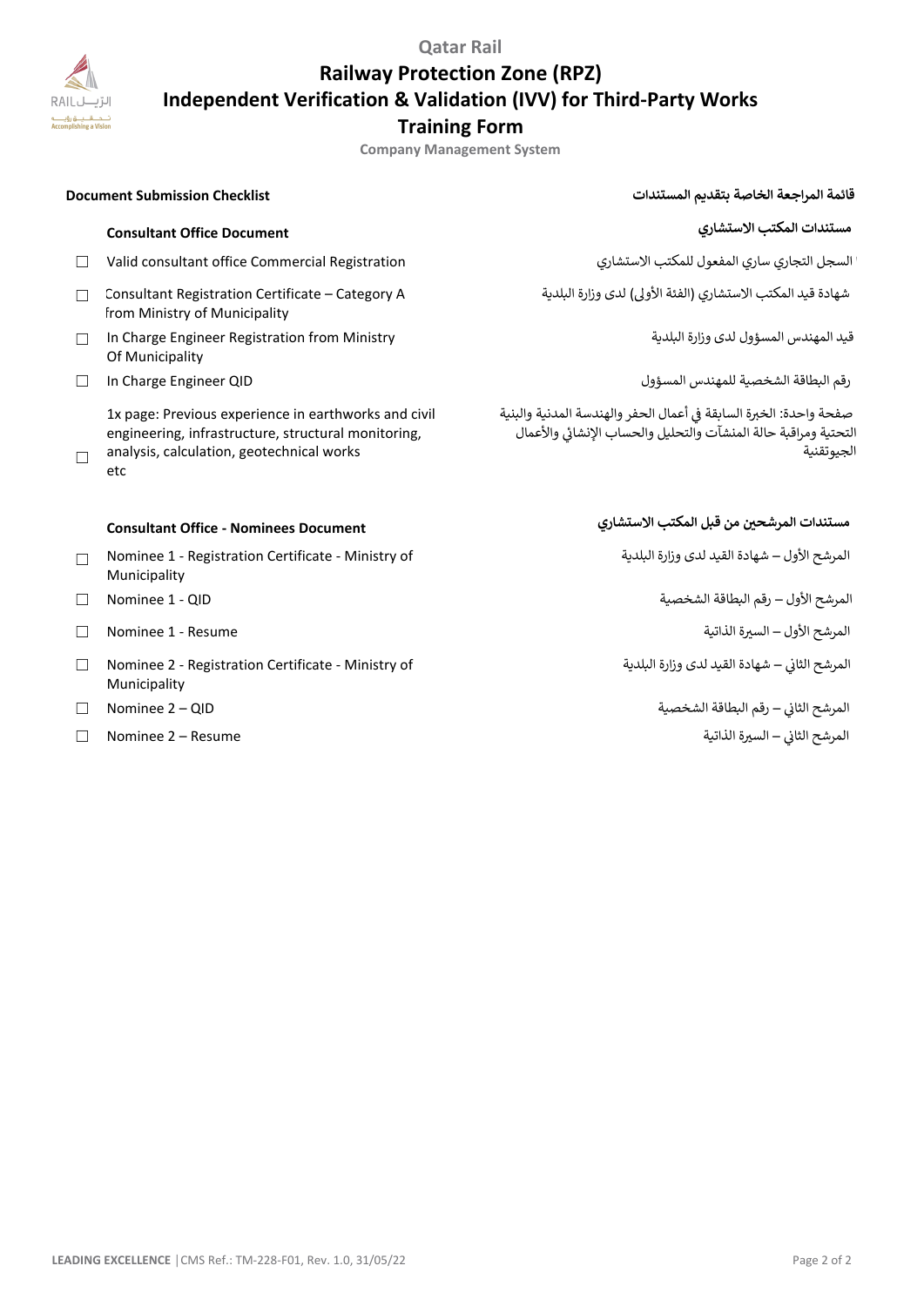# Qatar Rail

## Railway Protection Zone (RPZ)
## Independent Verification & Validation (IVV) for Third-Party Works
## Training Form

**Company Management System**

**Document Submission Checklist** **قائمة المراجعة الخاصة بتقديم المستندات**

| | | |
|---|---|---|
| | **Consultant Office Document** | **مستندات المكتب الاستشاري** |
| ☐ | Valid consultant office Commercial Registration | السجل التجاري ساري المفعول للمكتب الاستشاري |
| ☐ | Consultant Registration Certificate – Category A from Ministry of Municipality | شهادة قيد المكتب الاستشاري (الفئة الأولى) لدى وزارة البلدية |
| ☐ | In Charge Engineer Registration from Ministry Of Municipality | قيد المهندس المسؤول لدى وزارة البلدية |
| ☐ | In Charge Engineer QID | رقم البطاقة الشخصية للمهندس المسؤول |
| ☐ | 1x page: Previous experience in earthworks and civil engineering, infrastructure, structural monitoring, analysis, calculation, geotechnical works etc | صفحة واحدة: الخبرة السابقة في أعمال الحفر والهندسة المدنية والبنية التحتية ومراقبة حالة المنشآت والتحليل والحساب الإنشائي والأعمال الجيوتقنية |
| | **Consultant Office - Nominees Document** | **مستندات المرشحين من قبل المكتب الاستشاري** |
| ☐ | Nominee 1 - Registration Certificate - Ministry of Municipality | المرشح الأول – شهادة القيد لدى وزارة البلدية |
| ☐ | Nominee 1 - QID | المرشح الأول – رقم البطاقة الشخصية |
| ☐ | Nominee 1 - Resume | المرشح الأول – السيرة الذاتية |
| ☐ | Nominee 2 - Registration Certificate - Ministry of Municipality | المرشح الثاني – شهادة القيد لدى وزارة البلدية |
| ☐ | Nominee 2 – QID | المرشح الثاني – رقم البطاقة الشخصية |
| ☐ | Nominee 2 – Resume | المرشح الثاني – السيرة الذاتية |

**LEADING EXCELLENCE** | CMS Ref.: TM-228-F01, Rev. 1.0, 31/05/22